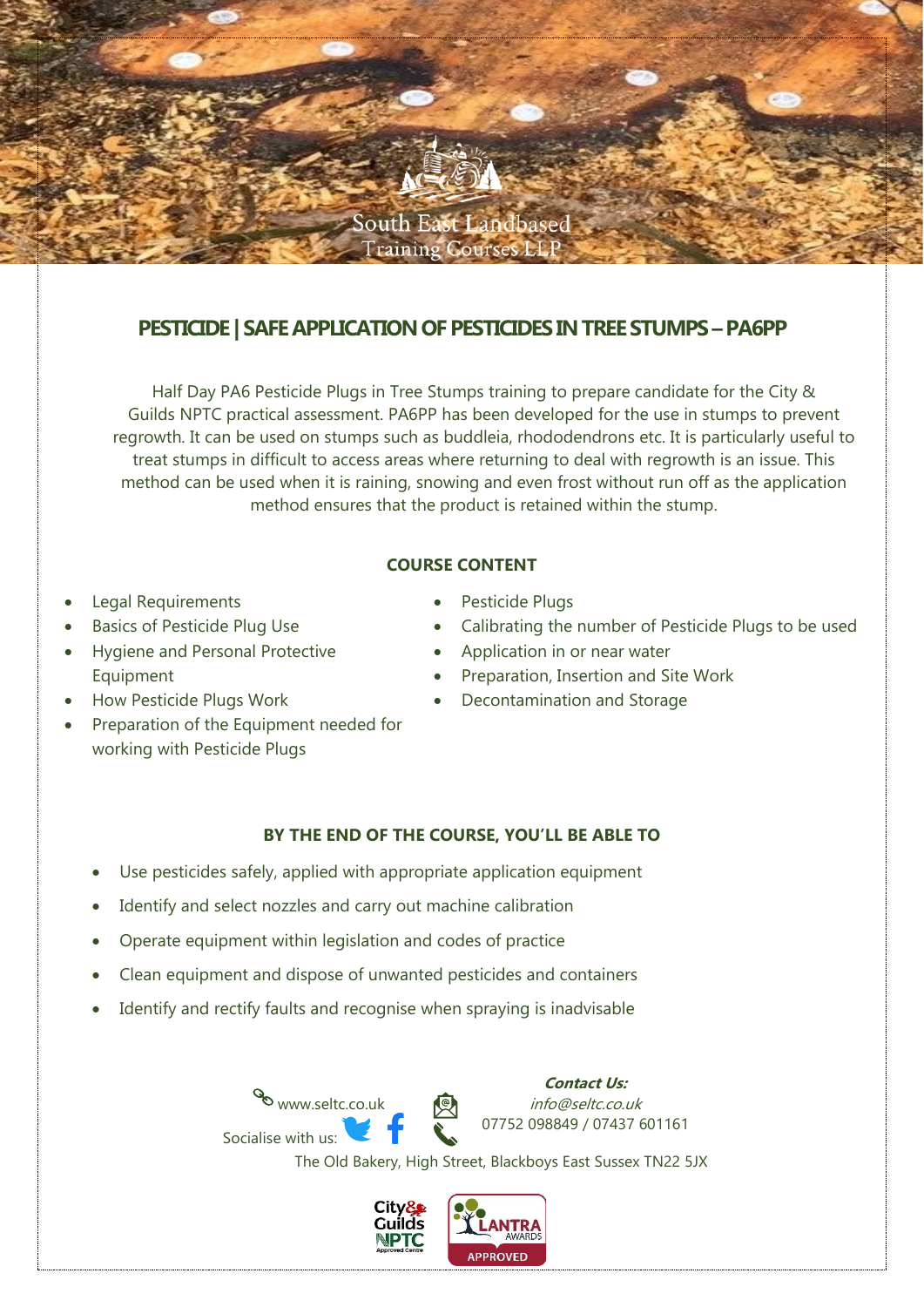South East Landbased Training Courses LLP

## PESTICIDE | SAFE APPLICATION OF PESTICIDES IN TREE STUMPS – PA6PP

Half Day PA6 Pesticide Plugs in Tree Stumps training to prepare candidate for the City & Guilds NPTC practical assessment. PA6PP has been developed for the use in stumps to prevent regrowth. It can be used on stumps such as buddleia, rhododendrons etc. It is particularly useful to treat stumps in difficult to access areas where returning to deal with regrowth is an issue. This method can be used when it is raining, snowing and even frost without run off as the application method ensures that the product is retained within the stump.

### COURSE CONTENT

- Legal Requirements
- Basics of Pesticide Plug Use
- Hygiene and Personal Protective Equipment
- How Pesticide Plugs Work
- Preparation of the Equipment needed for working with Pesticide Plugs
- Pesticide Plugs
- Calibrating the number of Pesticide Plugs to be used
- Application in or near water
- Preparation, Insertion and Site Work
- Decontamination and Storage

### BY THE END OF THE COURSE, YOU'LL BE ABLE TO

- Use pesticides safely, applied with appropriate application equipment
- Identify and select nozzles and carry out machine calibration
- Operate equipment within legislation and codes of practice
- Clean equipment and dispose of unwanted pesticides and containers
- Identify and rectify faults and recognise when spraying is inadvisable

www.seltc.co.uk

Socialise with us:

***Contact Us:***
*info@seltc.co.uk*
07752 098849 / 07437 601161

The Old Bakery, High Street, Blackboys East Sussex TN22 5JX

City & Guilds NPTC Approved Centre | LANTRA AWARDS APPROVED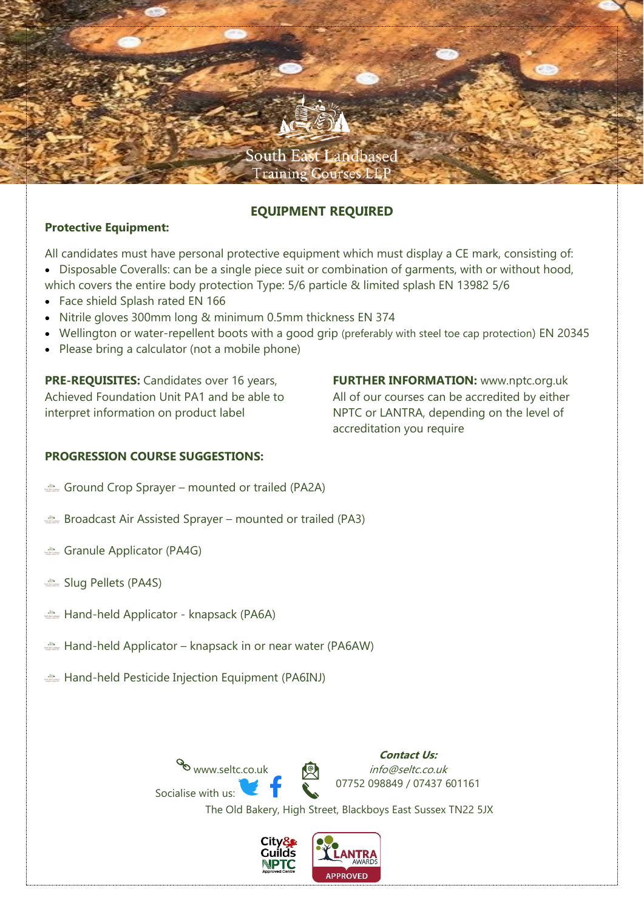South East Landbased Training Courses LLP

## EQUIPMENT REQUIRED

**Protective Equipment:**

All candidates must have personal protective equipment which must display a CE mark, consisting of:

- Disposable Coveralls: can be a single piece suit or combination of garments, with or without hood, which covers the entire body protection Type: 5/6 particle & limited splash EN 13982 5/6
- Face shield Splash rated EN 166
- Nitrile gloves 300mm long & minimum 0.5mm thickness EN 374
- Wellington or water-repellent boots with a good grip (preferably with steel toe cap protection) EN 20345
- Please bring a calculator (not a mobile phone)

**PRE-REQUISITES:** Candidates over 16 years, Achieved Foundation Unit PA1 and be able to interpret information on product label

**FURTHER INFORMATION:** www.nptc.org.uk
All of our courses can be accredited by either NPTC or LANTRA, depending on the level of accreditation you require

**PROGRESSION COURSE SUGGESTIONS:**

- Ground Crop Sprayer – mounted or trailed (PA2A)
- Broadcast Air Assisted Sprayer – mounted or trailed (PA3)
- Granule Applicator (PA4G)
- Slug Pellets (PA4S)
- Hand-held Applicator - knapsack (PA6A)
- Hand-held Applicator – knapsack in or near water (PA6AW)
- Hand-held Pesticide Injection Equipment (PA6INJ)

www.seltc.co.uk

Socialise with us:

***Contact Us:***
*info@seltc.co.uk*
07752 098849 / 07437 601161

The Old Bakery, High Street, Blackboys East Sussex TN22 5JX

City & Guilds NPTC Approved Centre

LANTRA AWARDS APPROVED